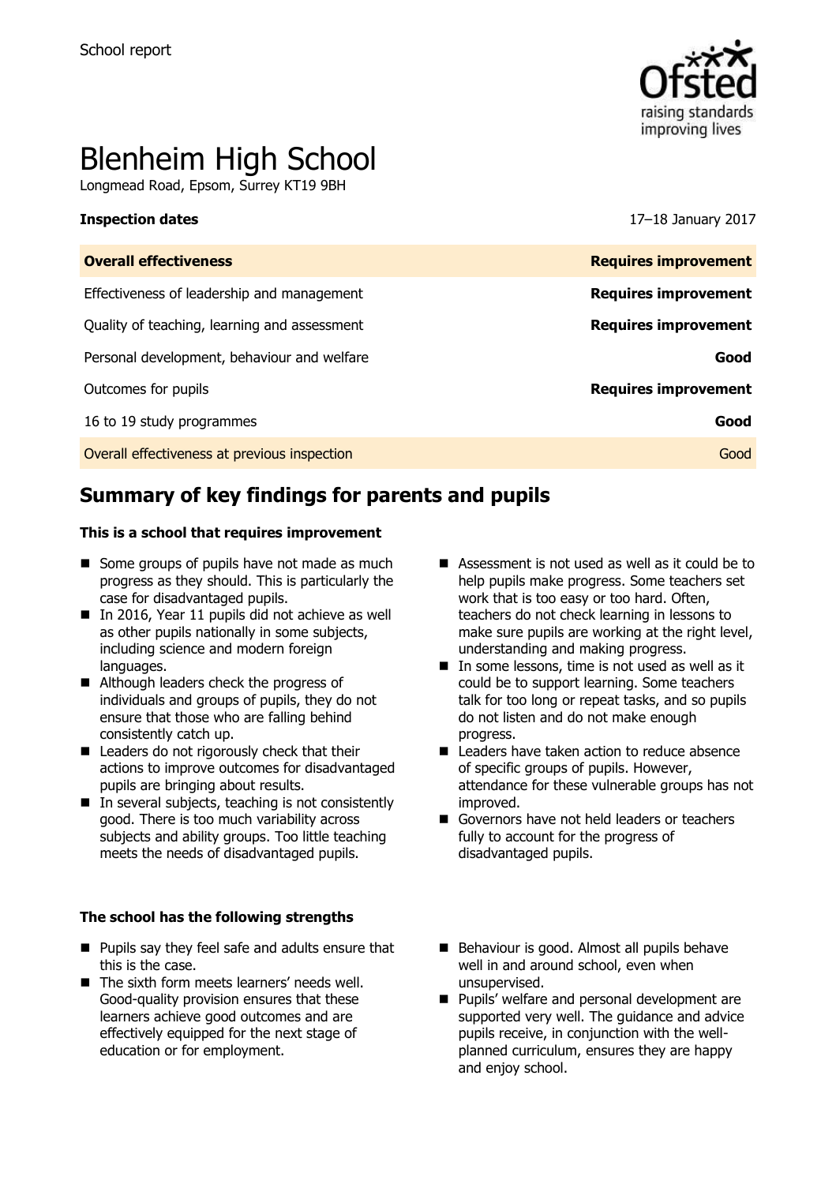School report

# Blenheim High School

Longmead Road, Epsom, Surrey KT19 9BH

| **Inspection dates** | 17–18 January 2017 |
| --- | --- |
| **Overall effectiveness** | **Requires improvement** |
| Effectiveness of leadership and management | **Requires improvement** |
| Quality of teaching, learning and assessment | **Requires improvement** |
| Personal development, behaviour and welfare | **Good** |
| Outcomes for pupils | **Requires improvement** |
| 16 to 19 study programmes | **Good** |
| Overall effectiveness at previous inspection | Good |

## Summary of key findings for parents and pupils

### This is a school that requires improvement

- Some groups of pupils have not made as much progress as they should. This is particularly the case for disadvantaged pupils.
- In 2016, Year 11 pupils did not achieve as well as other pupils nationally in some subjects, including science and modern foreign languages.
- Although leaders check the progress of individuals and groups of pupils, they do not ensure that those who are falling behind consistently catch up.
- Leaders do not rigorously check that their actions to improve outcomes for disadvantaged pupils are bringing about results.
- In several subjects, teaching is not consistently good. There is too much variability across subjects and ability groups. Too little teaching meets the needs of disadvantaged pupils.
- Assessment is not used as well as it could be to help pupils make progress. Some teachers set work that is too easy or too hard. Often, teachers do not check learning in lessons to make sure pupils are working at the right level, understanding and making progress.
- In some lessons, time is not used as well as it could be to support learning. Some teachers talk for too long or repeat tasks, and so pupils do not listen and do not make enough progress.
- Leaders have taken action to reduce absence of specific groups of pupils. However, attendance for these vulnerable groups has not improved.
- Governors have not held leaders or teachers fully to account for the progress of disadvantaged pupils.

### The school has the following strengths

- Pupils say they feel safe and adults ensure that this is the case.
- The sixth form meets learners' needs well. Good-quality provision ensures that these learners achieve good outcomes and are effectively equipped for the next stage of education or for employment.
- Behaviour is good. Almost all pupils behave well in and around school, even when unsupervised.
- Pupils' welfare and personal development are supported very well. The guidance and advice pupils receive, in conjunction with the well-planned curriculum, ensures they are happy and enjoy school.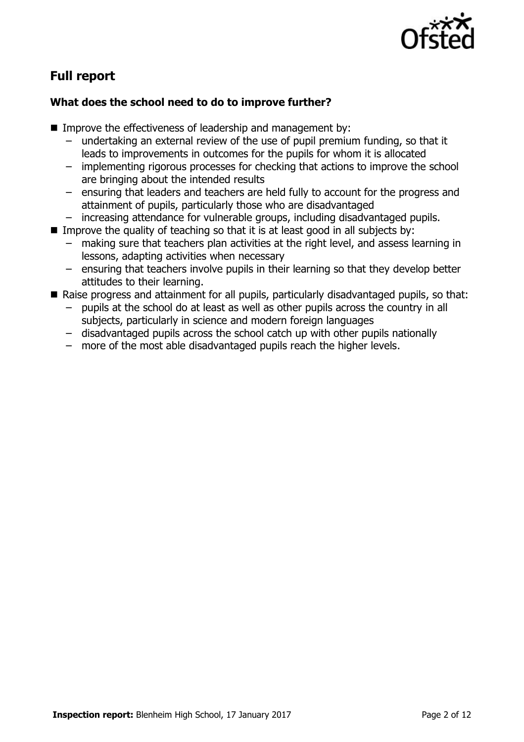## Full report

### What does the school need to do to improve further?

- Improve the effectiveness of leadership and management by:
  - undertaking an external review of the use of pupil premium funding, so that it leads to improvements in outcomes for the pupils for whom it is allocated
  - implementing rigorous processes for checking that actions to improve the school are bringing about the intended results
  - ensuring that leaders and teachers are held fully to account for the progress and attainment of pupils, particularly those who are disadvantaged
  - increasing attendance for vulnerable groups, including disadvantaged pupils.
- Improve the quality of teaching so that it is at least good in all subjects by:
  - making sure that teachers plan activities at the right level, and assess learning in lessons, adapting activities when necessary
  - ensuring that teachers involve pupils in their learning so that they develop better attitudes to their learning.
- Raise progress and attainment for all pupils, particularly disadvantaged pupils, so that:
  - pupils at the school do at least as well as other pupils across the country in all subjects, particularly in science and modern foreign languages
  - disadvantaged pupils across the school catch up with other pupils nationally
  - more of the most able disadvantaged pupils reach the higher levels.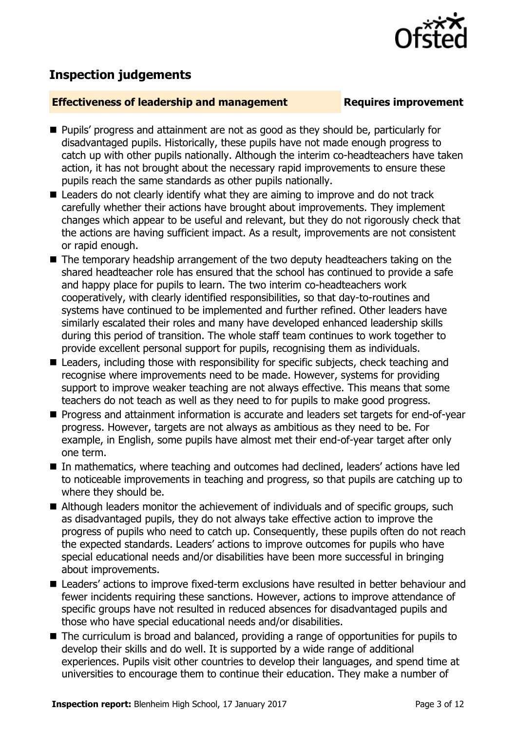## Inspection judgements

**Effectiveness of leadership and management** **Requires improvement**

- Pupils' progress and attainment are not as good as they should be, particularly for disadvantaged pupils. Historically, these pupils have not made enough progress to catch up with other pupils nationally. Although the interim co-headteachers have taken action, it has not brought about the necessary rapid improvements to ensure these pupils reach the same standards as other pupils nationally.
- Leaders do not clearly identify what they are aiming to improve and do not track carefully whether their actions have brought about improvements. They implement changes which appear to be useful and relevant, but they do not rigorously check that the actions are having sufficient impact. As a result, improvements are not consistent or rapid enough.
- The temporary headship arrangement of the two deputy headteachers taking on the shared headteacher role has ensured that the school has continued to provide a safe and happy place for pupils to learn. The two interim co-headteachers work cooperatively, with clearly identified responsibilities, so that day-to-routines and systems have continued to be implemented and further refined. Other leaders have similarly escalated their roles and many have developed enhanced leadership skills during this period of transition. The whole staff team continues to work together to provide excellent personal support for pupils, recognising them as individuals.
- Leaders, including those with responsibility for specific subjects, check teaching and recognise where improvements need to be made. However, systems for providing support to improve weaker teaching are not always effective. This means that some teachers do not teach as well as they need to for pupils to make good progress.
- Progress and attainment information is accurate and leaders set targets for end-of-year progress. However, targets are not always as ambitious as they need to be. For example, in English, some pupils have almost met their end-of-year target after only one term.
- In mathematics, where teaching and outcomes had declined, leaders' actions have led to noticeable improvements in teaching and progress, so that pupils are catching up to where they should be.
- Although leaders monitor the achievement of individuals and of specific groups, such as disadvantaged pupils, they do not always take effective action to improve the progress of pupils who need to catch up. Consequently, these pupils often do not reach the expected standards. Leaders' actions to improve outcomes for pupils who have special educational needs and/or disabilities have been more successful in bringing about improvements.
- Leaders' actions to improve fixed-term exclusions have resulted in better behaviour and fewer incidents requiring these sanctions. However, actions to improve attendance of specific groups have not resulted in reduced absences for disadvantaged pupils and those who have special educational needs and/or disabilities.
- The curriculum is broad and balanced, providing a range of opportunities for pupils to develop their skills and do well. It is supported by a wide range of additional experiences. Pupils visit other countries to develop their languages, and spend time at universities to encourage them to continue their education. They make a number of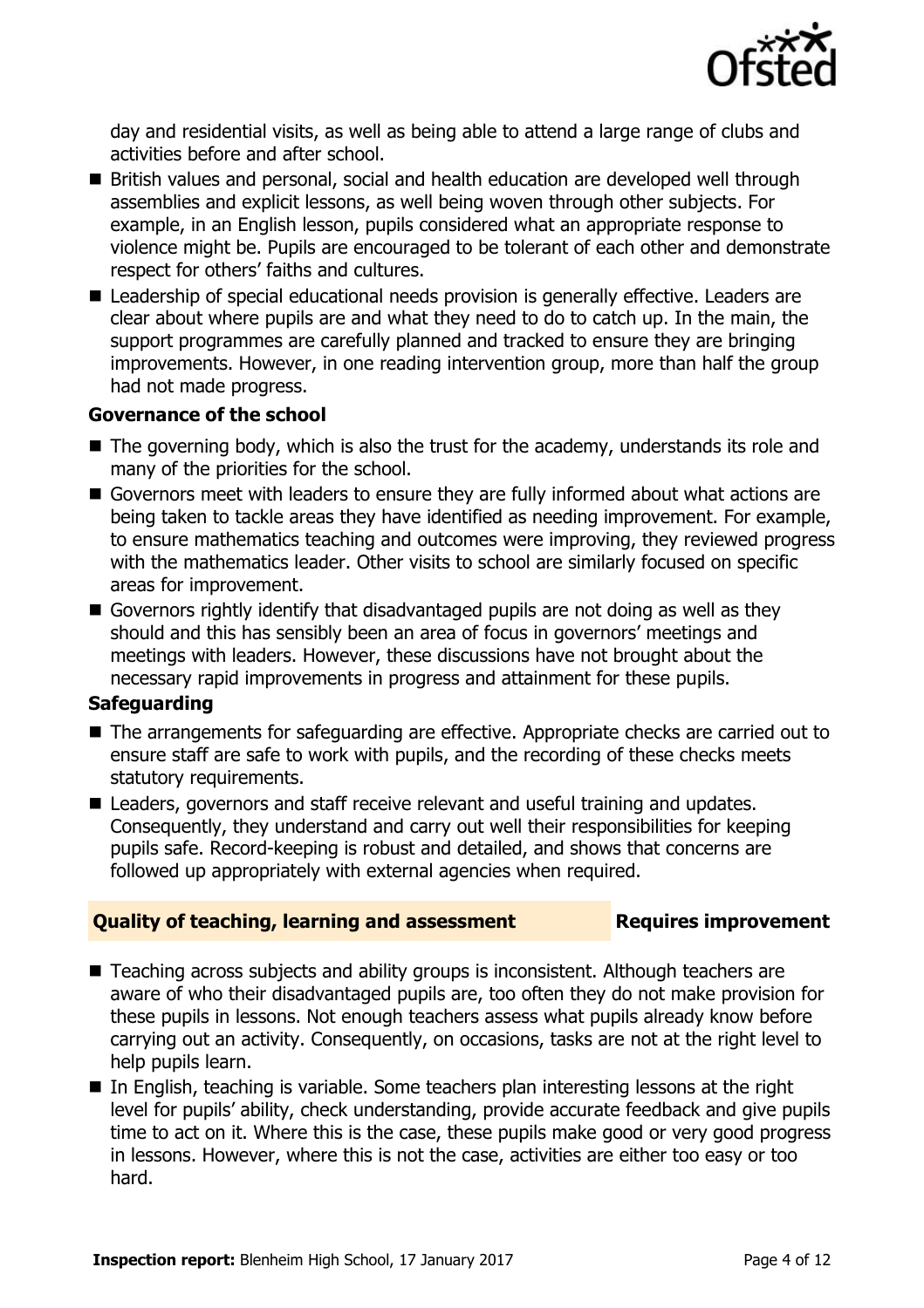day and residential visits, as well as being able to attend a large range of clubs and activities before and after school.

- British values and personal, social and health education are developed well through assemblies and explicit lessons, as well being woven through other subjects. For example, in an English lesson, pupils considered what an appropriate response to violence might be. Pupils are encouraged to be tolerant of each other and demonstrate respect for others' faiths and cultures.
- Leadership of special educational needs provision is generally effective. Leaders are clear about where pupils are and what they need to do to catch up. In the main, the support programmes are carefully planned and tracked to ensure they are bringing improvements. However, in one reading intervention group, more than half the group had not made progress.

### Governance of the school

- The governing body, which is also the trust for the academy, understands its role and many of the priorities for the school.
- Governors meet with leaders to ensure they are fully informed about what actions are being taken to tackle areas they have identified as needing improvement. For example, to ensure mathematics teaching and outcomes were improving, they reviewed progress with the mathematics leader. Other visits to school are similarly focused on specific areas for improvement.
- Governors rightly identify that disadvantaged pupils are not doing as well as they should and this has sensibly been an area of focus in governors' meetings and meetings with leaders. However, these discussions have not brought about the necessary rapid improvements in progress and attainment for these pupils.

### Safeguarding

- The arrangements for safeguarding are effective. Appropriate checks are carried out to ensure staff are safe to work with pupils, and the recording of these checks meets statutory requirements.
- Leaders, governors and staff receive relevant and useful training and updates. Consequently, they understand and carry out well their responsibilities for keeping pupils safe. Record-keeping is robust and detailed, and shows that concerns are followed up appropriately with external agencies when required.

## Quality of teaching, learning and assessment — Requires improvement

- Teaching across subjects and ability groups is inconsistent. Although teachers are aware of who their disadvantaged pupils are, too often they do not make provision for these pupils in lessons. Not enough teachers assess what pupils already know before carrying out an activity. Consequently, on occasions, tasks are not at the right level to help pupils learn.
- In English, teaching is variable. Some teachers plan interesting lessons at the right level for pupils' ability, check understanding, provide accurate feedback and give pupils time to act on it. Where this is the case, these pupils make good or very good progress in lessons. However, where this is not the case, activities are either too easy or too hard.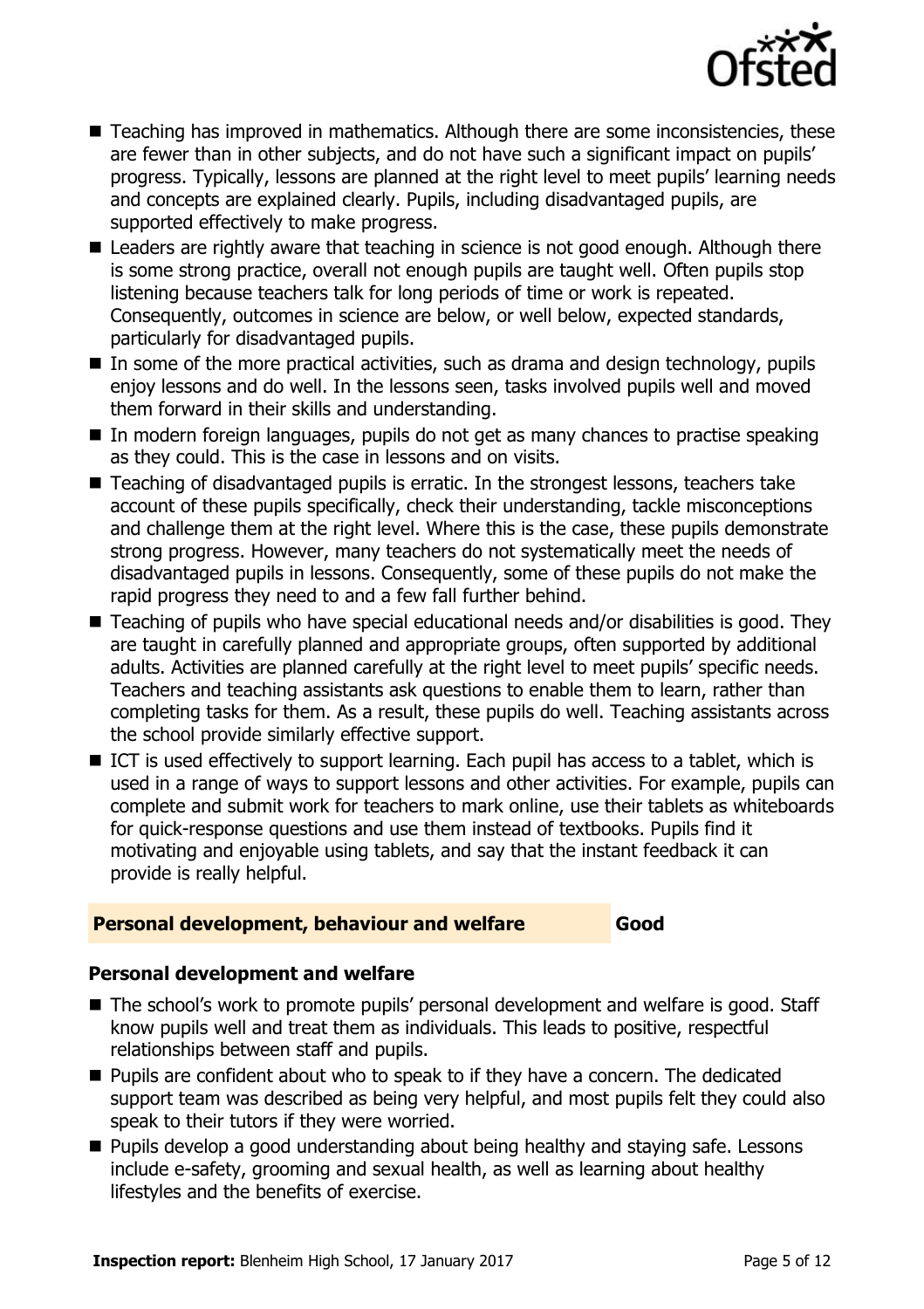- Teaching has improved in mathematics. Although there are some inconsistencies, these are fewer than in other subjects, and do not have such a significant impact on pupils' progress. Typically, lessons are planned at the right level to meet pupils' learning needs and concepts are explained clearly. Pupils, including disadvantaged pupils, are supported effectively to make progress.
- Leaders are rightly aware that teaching in science is not good enough. Although there is some strong practice, overall not enough pupils are taught well. Often pupils stop listening because teachers talk for long periods of time or work is repeated. Consequently, outcomes in science are below, or well below, expected standards, particularly for disadvantaged pupils.
- In some of the more practical activities, such as drama and design technology, pupils enjoy lessons and do well. In the lessons seen, tasks involved pupils well and moved them forward in their skills and understanding.
- In modern foreign languages, pupils do not get as many chances to practise speaking as they could. This is the case in lessons and on visits.
- Teaching of disadvantaged pupils is erratic. In the strongest lessons, teachers take account of these pupils specifically, check their understanding, tackle misconceptions and challenge them at the right level. Where this is the case, these pupils demonstrate strong progress. However, many teachers do not systematically meet the needs of disadvantaged pupils in lessons. Consequently, some of these pupils do not make the rapid progress they need to and a few fall further behind.
- Teaching of pupils who have special educational needs and/or disabilities is good. They are taught in carefully planned and appropriate groups, often supported by additional adults. Activities are planned carefully at the right level to meet pupils' specific needs. Teachers and teaching assistants ask questions to enable them to learn, rather than completing tasks for them. As a result, these pupils do well. Teaching assistants across the school provide similarly effective support.
- ICT is used effectively to support learning. Each pupil has access to a tablet, which is used in a range of ways to support lessons and other activities. For example, pupils can complete and submit work for teachers to mark online, use their tablets as whiteboards for quick-response questions and use them instead of textbooks. Pupils find it motivating and enjoyable using tablets, and say that the instant feedback it can provide is really helpful.

## Personal development, behaviour and welfare — Good

### Personal development and welfare

- The school's work to promote pupils' personal development and welfare is good. Staff know pupils well and treat them as individuals. This leads to positive, respectful relationships between staff and pupils.
- Pupils are confident about who to speak to if they have a concern. The dedicated support team was described as being very helpful, and most pupils felt they could also speak to their tutors if they were worried.
- Pupils develop a good understanding about being healthy and staying safe. Lessons include e-safety, grooming and sexual health, as well as learning about healthy lifestyles and the benefits of exercise.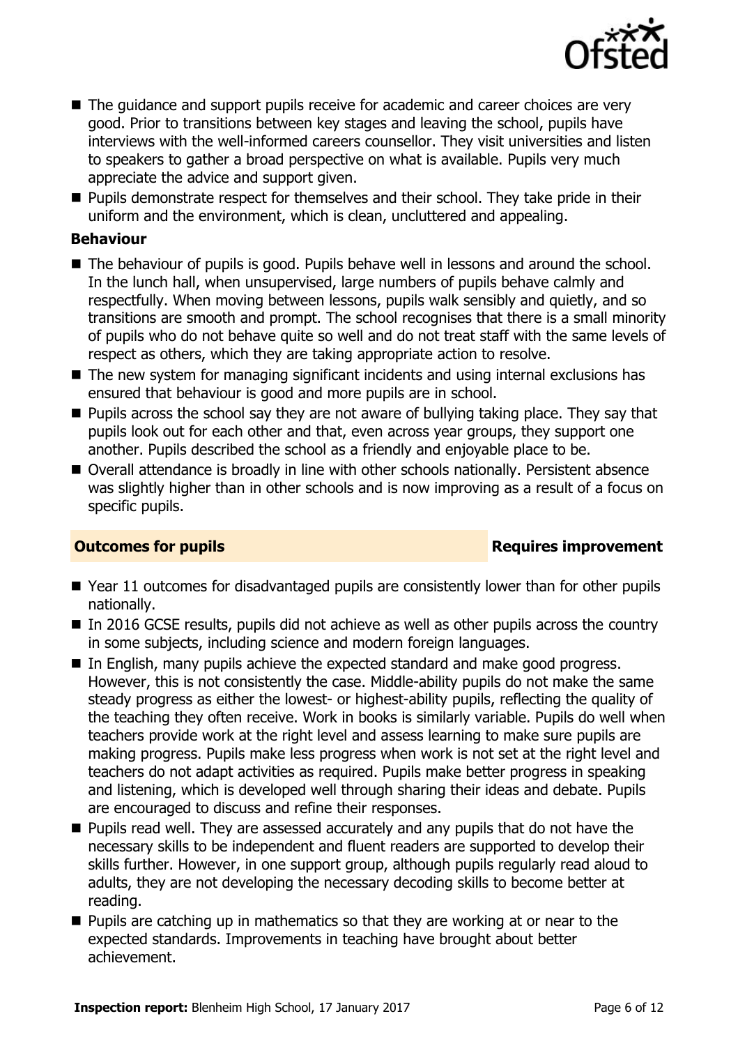- The guidance and support pupils receive for academic and career choices are very good. Prior to transitions between key stages and leaving the school, pupils have interviews with the well-informed careers counsellor. They visit universities and listen to speakers to gather a broad perspective on what is available. Pupils very much appreciate the advice and support given.
- Pupils demonstrate respect for themselves and their school. They take pride in their uniform and the environment, which is clean, uncluttered and appealing.

### Behaviour

- The behaviour of pupils is good. Pupils behave well in lessons and around the school. In the lunch hall, when unsupervised, large numbers of pupils behave calmly and respectfully. When moving between lessons, pupils walk sensibly and quietly, and so transitions are smooth and prompt. The school recognises that there is a small minority of pupils who do not behave quite so well and do not treat staff with the same levels of respect as others, which they are taking appropriate action to resolve.
- The new system for managing significant incidents and using internal exclusions has ensured that behaviour is good and more pupils are in school.
- Pupils across the school say they are not aware of bullying taking place. They say that pupils look out for each other and that, even across year groups, they support one another. Pupils described the school as a friendly and enjoyable place to be.
- Overall attendance is broadly in line with other schools nationally. Persistent absence was slightly higher than in other schools and is now improving as a result of a focus on specific pupils.

## Outcomes for pupils — Requires improvement

- Year 11 outcomes for disadvantaged pupils are consistently lower than for other pupils nationally.
- In 2016 GCSE results, pupils did not achieve as well as other pupils across the country in some subjects, including science and modern foreign languages.
- In English, many pupils achieve the expected standard and make good progress. However, this is not consistently the case. Middle-ability pupils do not make the same steady progress as either the lowest- or highest-ability pupils, reflecting the quality of the teaching they often receive. Work in books is similarly variable. Pupils do well when teachers provide work at the right level and assess learning to make sure pupils are making progress. Pupils make less progress when work is not set at the right level and teachers do not adapt activities as required. Pupils make better progress in speaking and listening, which is developed well through sharing their ideas and debate. Pupils are encouraged to discuss and refine their responses.
- Pupils read well. They are assessed accurately and any pupils that do not have the necessary skills to be independent and fluent readers are supported to develop their skills further. However, in one support group, although pupils regularly read aloud to adults, they are not developing the necessary decoding skills to become better at reading.
- Pupils are catching up in mathematics so that they are working at or near to the expected standards. Improvements in teaching have brought about better achievement.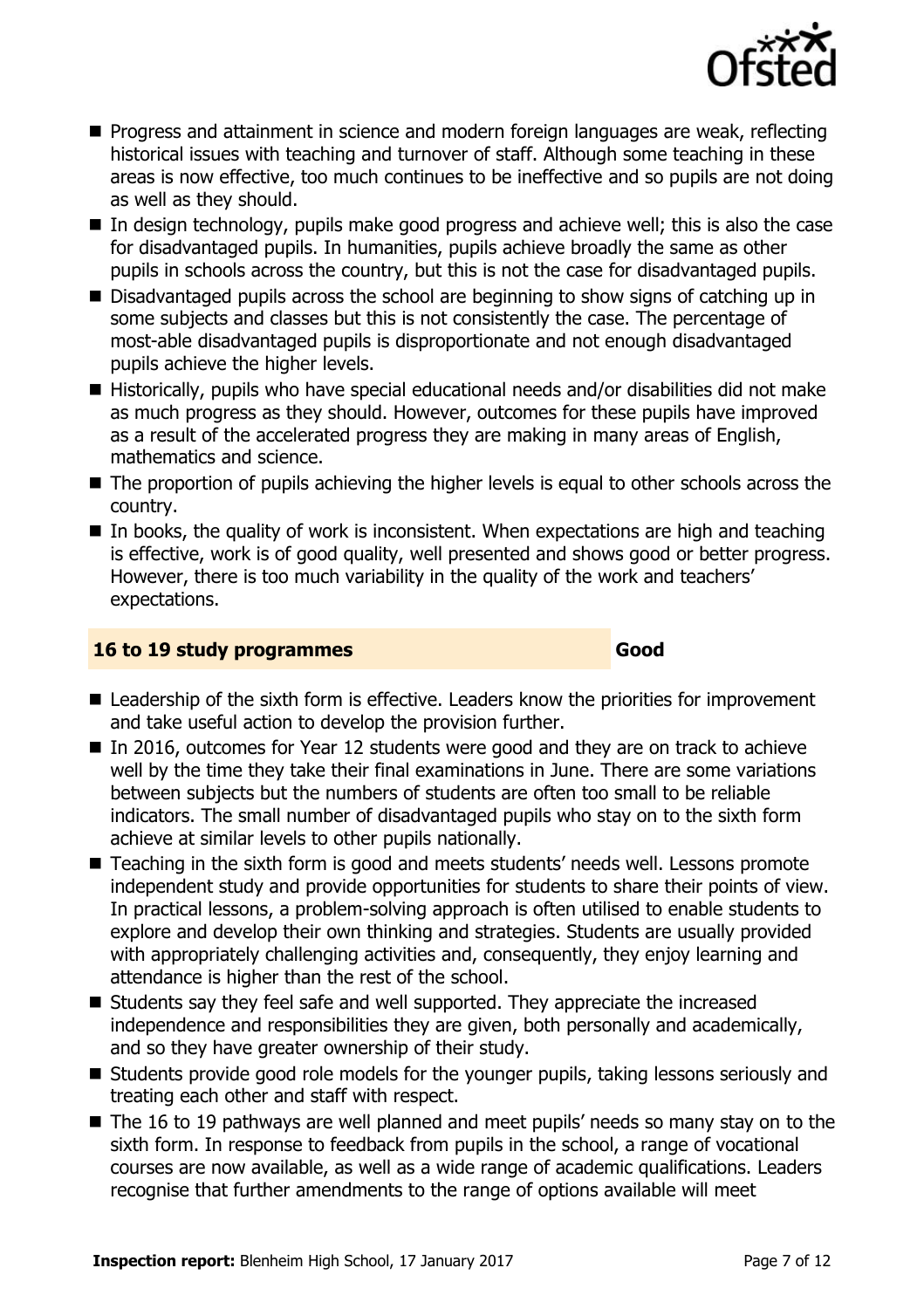- Progress and attainment in science and modern foreign languages are weak, reflecting historical issues with teaching and turnover of staff. Although some teaching in these areas is now effective, too much continues to be ineffective and so pupils are not doing as well as they should.
- In design technology, pupils make good progress and achieve well; this is also the case for disadvantaged pupils. In humanities, pupils achieve broadly the same as other pupils in schools across the country, but this is not the case for disadvantaged pupils.
- Disadvantaged pupils across the school are beginning to show signs of catching up in some subjects and classes but this is not consistently the case. The percentage of most-able disadvantaged pupils is disproportionate and not enough disadvantaged pupils achieve the higher levels.
- Historically, pupils who have special educational needs and/or disabilities did not make as much progress as they should. However, outcomes for these pupils have improved as a result of the accelerated progress they are making in many areas of English, mathematics and science.
- The proportion of pupils achieving the higher levels is equal to other schools across the country.
- In books, the quality of work is inconsistent. When expectations are high and teaching is effective, work is of good quality, well presented and shows good or better progress. However, there is too much variability in the quality of the work and teachers' expectations.

## 16 to 19 study programmes — Good

- Leadership of the sixth form is effective. Leaders know the priorities for improvement and take useful action to develop the provision further.
- In 2016, outcomes for Year 12 students were good and they are on track to achieve well by the time they take their final examinations in June. There are some variations between subjects but the numbers of students are often too small to be reliable indicators. The small number of disadvantaged pupils who stay on to the sixth form achieve at similar levels to other pupils nationally.
- Teaching in the sixth form is good and meets students' needs well. Lessons promote independent study and provide opportunities for students to share their points of view. In practical lessons, a problem-solving approach is often utilised to enable students to explore and develop their own thinking and strategies. Students are usually provided with appropriately challenging activities and, consequently, they enjoy learning and attendance is higher than the rest of the school.
- Students say they feel safe and well supported. They appreciate the increased independence and responsibilities they are given, both personally and academically, and so they have greater ownership of their study.
- Students provide good role models for the younger pupils, taking lessons seriously and treating each other and staff with respect.
- The 16 to 19 pathways are well planned and meet pupils' needs so many stay on to the sixth form. In response to feedback from pupils in the school, a range of vocational courses are now available, as well as a wide range of academic qualifications. Leaders recognise that further amendments to the range of options available will meet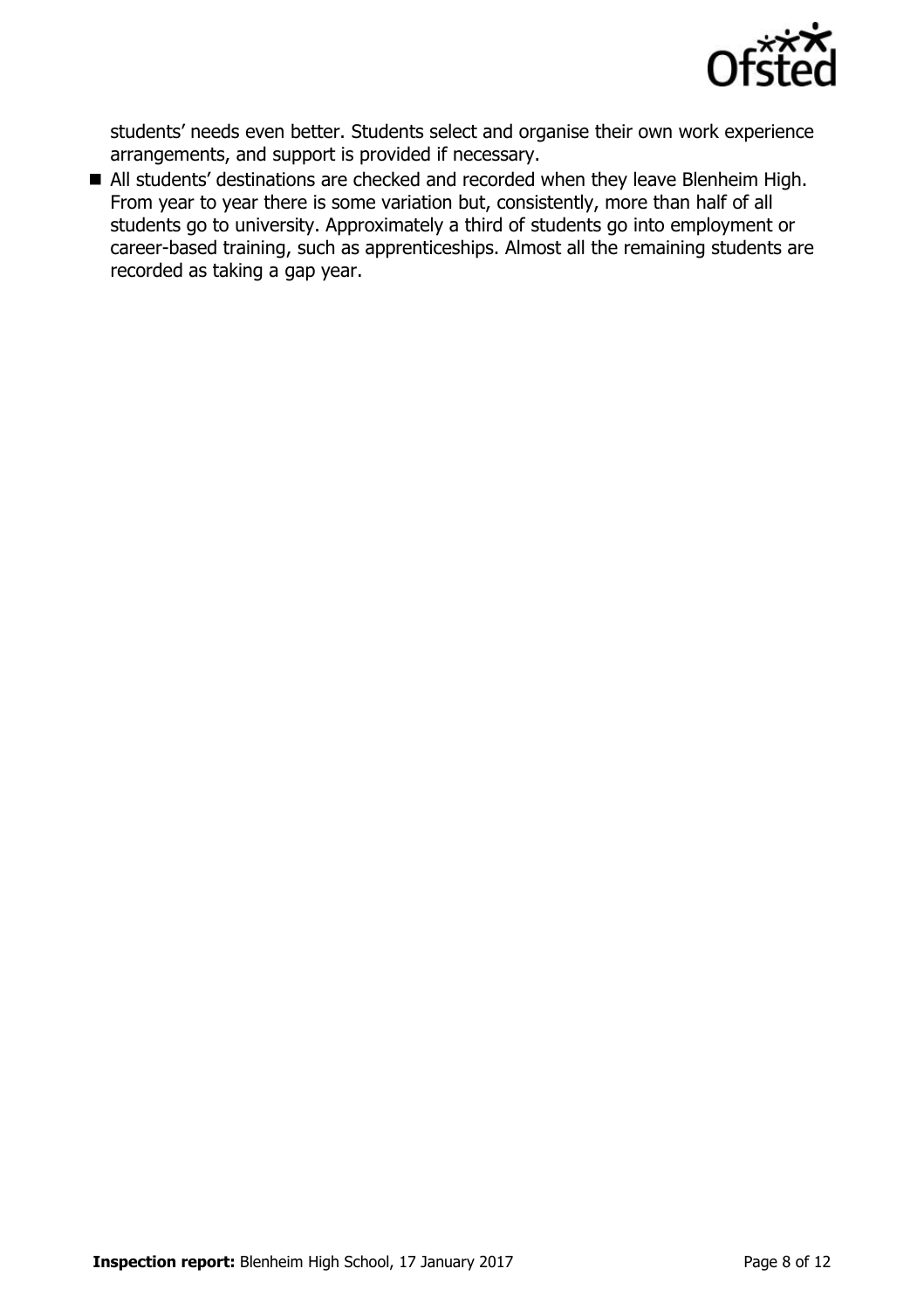students' needs even better. Students select and organise their own work experience arrangements, and support is provided if necessary.

- All students' destinations are checked and recorded when they leave Blenheim High. From year to year there is some variation but, consistently, more than half of all students go to university. Approximately a third of students go into employment or career-based training, such as apprenticeships. Almost all the remaining students are recorded as taking a gap year.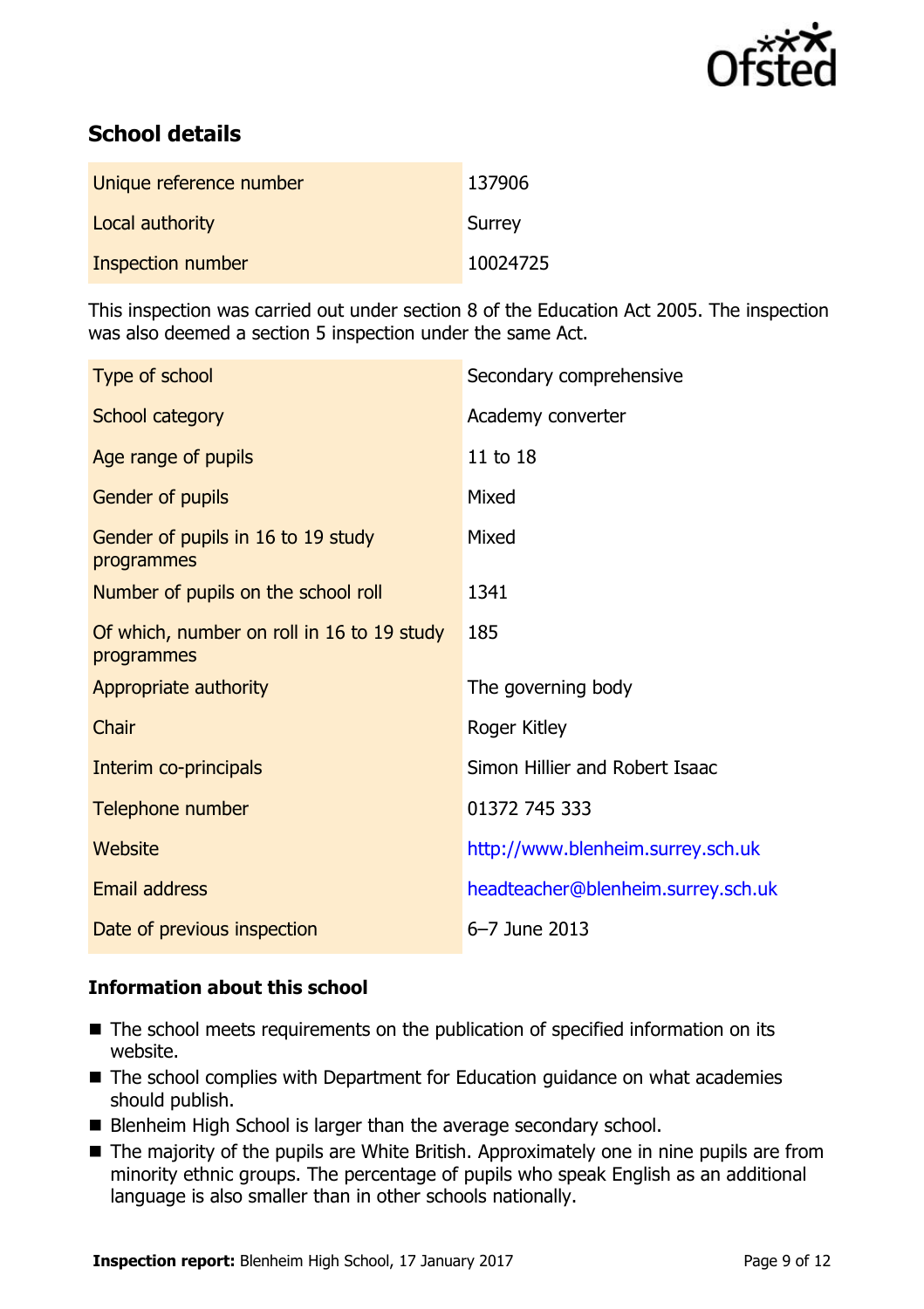## School details

| | |
|---|---|
| Unique reference number | 137906 |
| Local authority | Surrey |
| Inspection number | 10024725 |

This inspection was carried out under section 8 of the Education Act 2005. The inspection was also deemed a section 5 inspection under the same Act.

| | |
|---|---|
| Type of school | Secondary comprehensive |
| School category | Academy converter |
| Age range of pupils | 11 to 18 |
| Gender of pupils | Mixed |
| Gender of pupils in 16 to 19 study programmes | Mixed |
| Number of pupils on the school roll | 1341 |
| Of which, number on roll in 16 to 19 study programmes | 185 |
| Appropriate authority | The governing body |
| Chair | Roger Kitley |
| Interim co-principals | Simon Hillier and Robert Isaac |
| Telephone number | 01372 745 333 |
| Website | http://www.blenheim.surrey.sch.uk |
| Email address | headteacher@blenheim.surrey.sch.uk |
| Date of previous inspection | 6–7 June 2013 |

### Information about this school

- The school meets requirements on the publication of specified information on its website.
- The school complies with Department for Education guidance on what academies should publish.
- Blenheim High School is larger than the average secondary school.
- The majority of the pupils are White British. Approximately one in nine pupils are from minority ethnic groups. The percentage of pupils who speak English as an additional language is also smaller than in other schools nationally.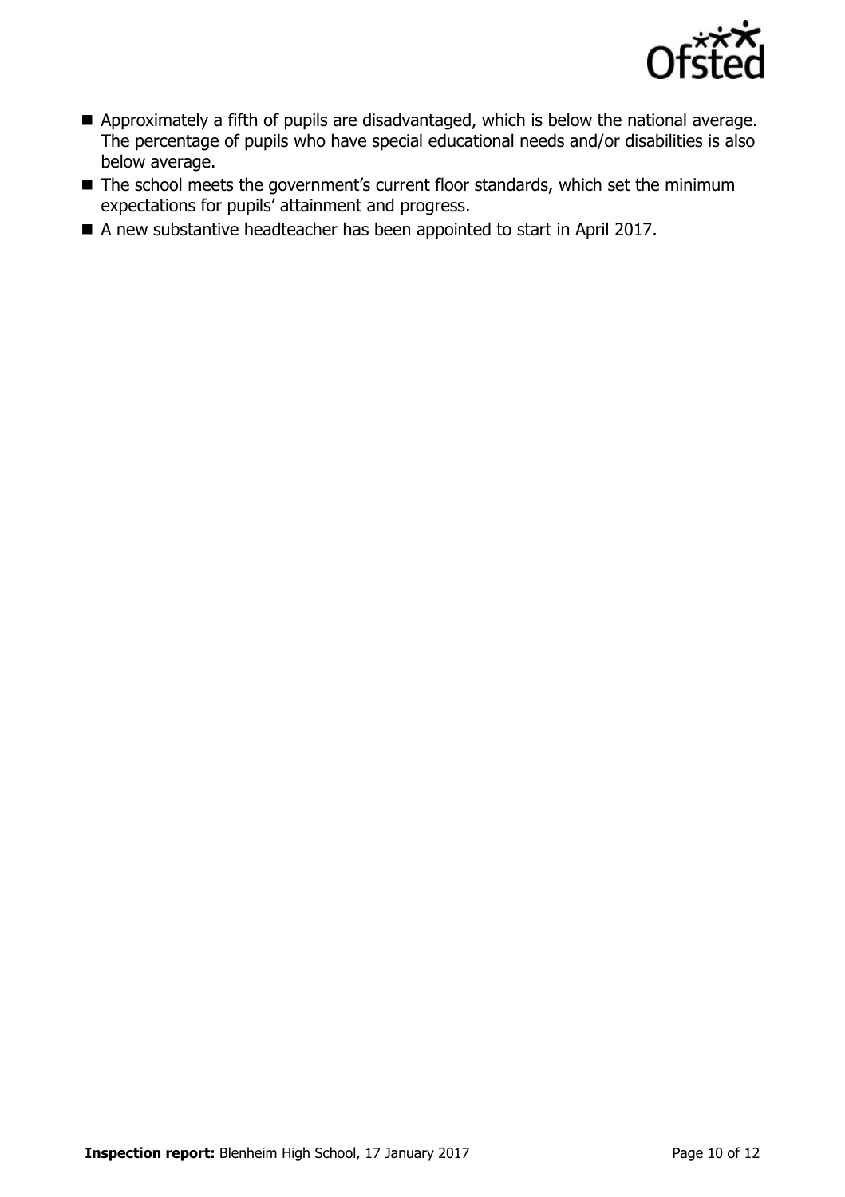- Approximately a fifth of pupils are disadvantaged, which is below the national average. The percentage of pupils who have special educational needs and/or disabilities is also below average.
- The school meets the government's current floor standards, which set the minimum expectations for pupils' attainment and progress.
- A new substantive headteacher has been appointed to start in April 2017.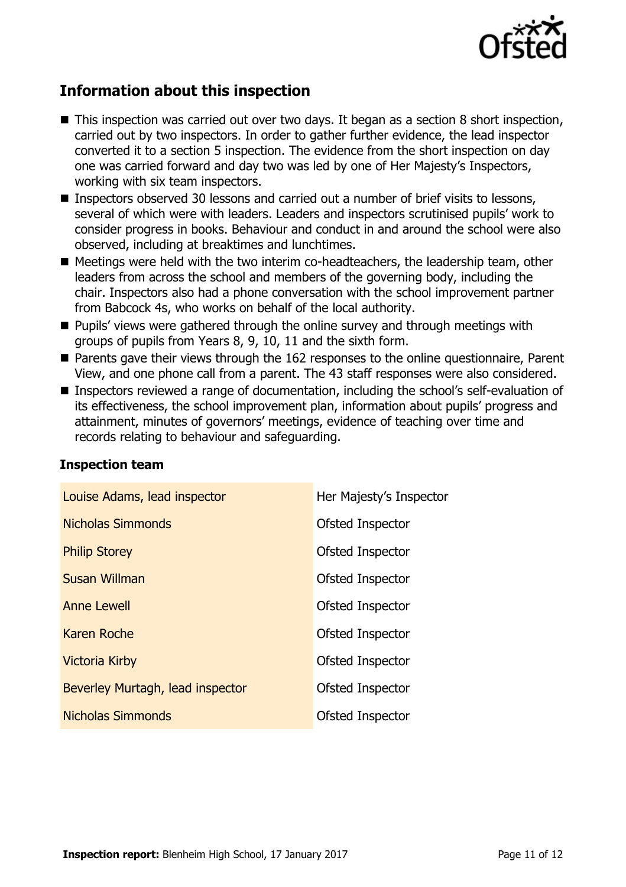## Information about this inspection

- This inspection was carried out over two days. It began as a section 8 short inspection, carried out by two inspectors. In order to gather further evidence, the lead inspector converted it to a section 5 inspection. The evidence from the short inspection on day one was carried forward and day two was led by one of Her Majesty's Inspectors, working with six team inspectors.
- Inspectors observed 30 lessons and carried out a number of brief visits to lessons, several of which were with leaders. Leaders and inspectors scrutinised pupils' work to consider progress in books. Behaviour and conduct in and around the school were also observed, including at breaktimes and lunchtimes.
- Meetings were held with the two interim co-headteachers, the leadership team, other leaders from across the school and members of the governing body, including the chair. Inspectors also had a phone conversation with the school improvement partner from Babcock 4s, who works on behalf of the local authority.
- Pupils' views were gathered through the online survey and through meetings with groups of pupils from Years 8, 9, 10, 11 and the sixth form.
- Parents gave their views through the 162 responses to the online questionnaire, Parent View, and one phone call from a parent. The 43 staff responses were also considered.
- Inspectors reviewed a range of documentation, including the school's self-evaluation of its effectiveness, the school improvement plan, information about pupils' progress and attainment, minutes of governors' meetings, evidence of teaching over time and records relating to behaviour and safeguarding.

### Inspection team

| | |
|---|---|
| Louise Adams, lead inspector | Her Majesty's Inspector |
| Nicholas Simmonds | Ofsted Inspector |
| Philip Storey | Ofsted Inspector |
| Susan Willman | Ofsted Inspector |
| Anne Lewell | Ofsted Inspector |
| Karen Roche | Ofsted Inspector |
| Victoria Kirby | Ofsted Inspector |
| Beverley Murtagh, lead inspector | Ofsted Inspector |
| Nicholas Simmonds | Ofsted Inspector |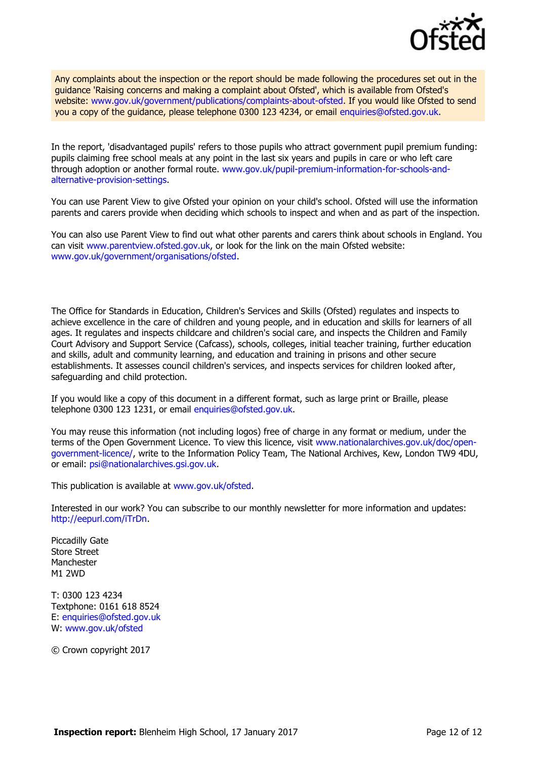Any complaints about the inspection or the report should be made following the procedures set out in the guidance 'Raising concerns and making a complaint about Ofsted', which is available from Ofsted's website: www.gov.uk/government/publications/complaints-about-ofsted. If you would like Ofsted to send you a copy of the guidance, please telephone 0300 123 4234, or email enquiries@ofsted.gov.uk.

In the report, 'disadvantaged pupils' refers to those pupils who attract government pupil premium funding: pupils claiming free school meals at any point in the last six years and pupils in care or who left care through adoption or another formal route. www.gov.uk/pupil-premium-information-for-schools-and-alternative-provision-settings.

You can use Parent View to give Ofsted your opinion on your child's school. Ofsted will use the information parents and carers provide when deciding which schools to inspect and when and as part of the inspection.

You can also use Parent View to find out what other parents and carers think about schools in England. You can visit www.parentview.ofsted.gov.uk, or look for the link on the main Ofsted website: www.gov.uk/government/organisations/ofsted.

The Office for Standards in Education, Children's Services and Skills (Ofsted) regulates and inspects to achieve excellence in the care of children and young people, and in education and skills for learners of all ages. It regulates and inspects childcare and children's social care, and inspects the Children and Family Court Advisory and Support Service (Cafcass), schools, colleges, initial teacher training, further education and skills, adult and community learning, and education and training in prisons and other secure establishments. It assesses council children's services, and inspects services for children looked after, safeguarding and child protection.

If you would like a copy of this document in a different format, such as large print or Braille, please telephone 0300 123 1231, or email enquiries@ofsted.gov.uk.

You may reuse this information (not including logos) free of charge in any format or medium, under the terms of the Open Government Licence. To view this licence, visit www.nationalarchives.gov.uk/doc/open-government-licence/, write to the Information Policy Team, The National Archives, Kew, London TW9 4DU, or email: psi@nationalarchives.gsi.gov.uk.

This publication is available at www.gov.uk/ofsted.

Interested in our work? You can subscribe to our monthly newsletter for more information and updates: http://eepurl.com/iTrDn.

Piccadilly Gate
Store Street
Manchester
M1 2WD

T: 0300 123 4234
Textphone: 0161 618 8524
E: enquiries@ofsted.gov.uk
W: www.gov.uk/ofsted

© Crown copyright 2017